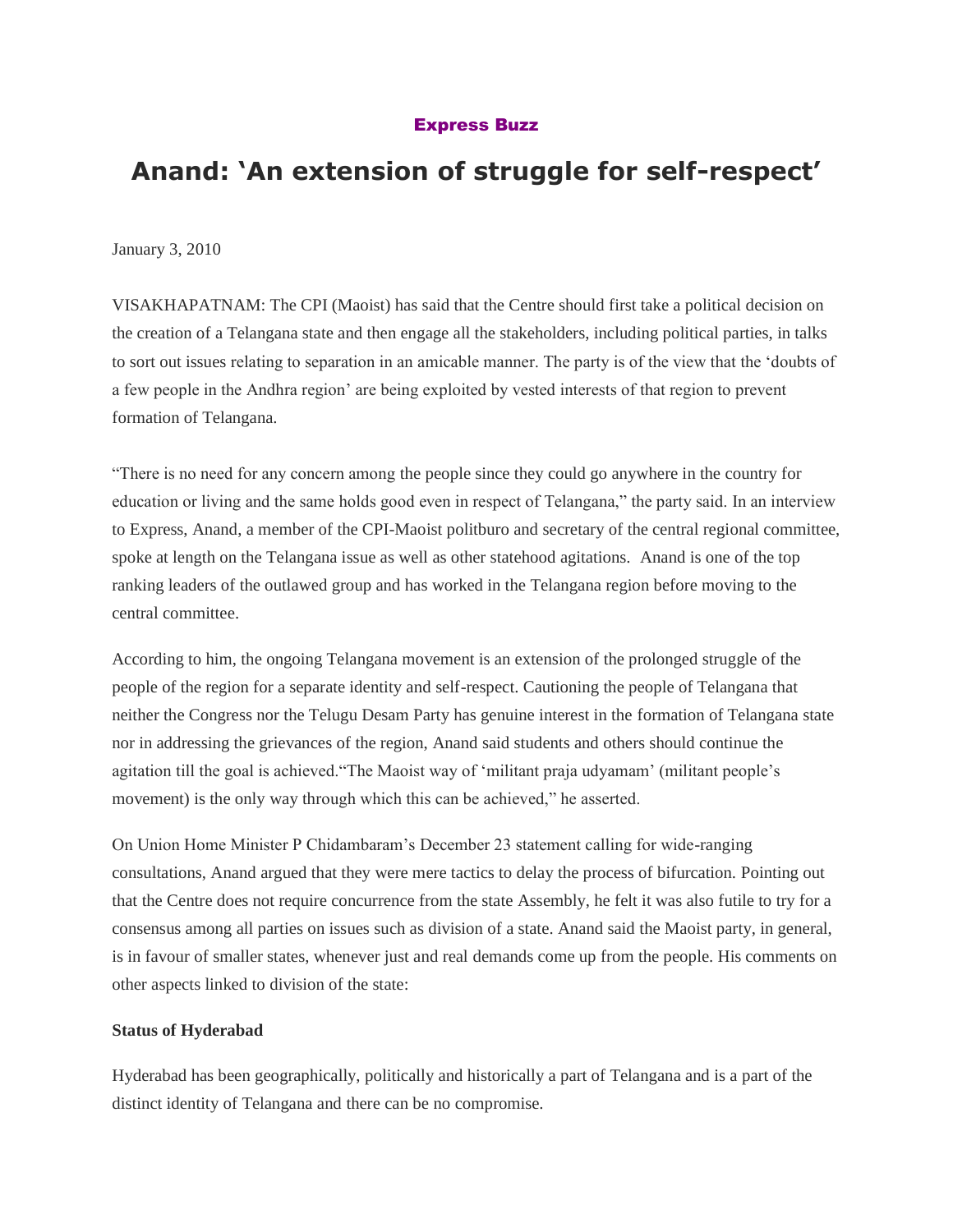**Express Buzz**

# Anand: 'An extension of struggle for self-respect'

January 3, 2010

VISAKHAPATNAM: The CPI (Maoist) has said that the Centre should first take a political decision on the creation of a Telangana state and then engage all the stakeholders, including political parties, in talks to sort out issues relating to separation in an amicable manner. The party is of the view that the 'doubts of a few people in the Andhra region' are being exploited by vested interests of that region to prevent formation of Telangana.

"There is no need for any concern among the people since they could go anywhere in the country for education or living and the same holds good even in respect of Telangana," the party said. In an interview to Express, Anand, a member of the CPI-Maoist politburo and secretary of the central regional committee, spoke at length on the Telangana issue as well as other statehood agitations. Anand is one of the top ranking leaders of the outlawed group and has worked in the Telangana region before moving to the central committee.

According to him, the ongoing Telangana movement is an extension of the prolonged struggle of the people of the region for a separate identity and self-respect. Cautioning the people of Telangana that neither the Congress nor the Telugu Desam Party has genuine interest in the formation of Telangana state nor in addressing the grievances of the region, Anand said students and others should continue the agitation till the goal is achieved."The Maoist way of 'militant praja udyamam' (militant people's movement) is the only way through which this can be achieved," he asserted.

On Union Home Minister P Chidambaram's December 23 statement calling for wide-ranging consultations, Anand argued that they were mere tactics to delay the process of bifurcation. Pointing out that the Centre does not require concurrence from the state Assembly, he felt it was also futile to try for a consensus among all parties on issues such as division of a state. Anand said the Maoist party, in general, is in favour of smaller states, whenever just and real demands come up from the people. His comments on other aspects linked to division of the state:

**Status of Hyderabad**

Hyderabad has been geographically, politically and historically a part of Telangana and is a part of the distinct identity of Telangana and there can be no compromise.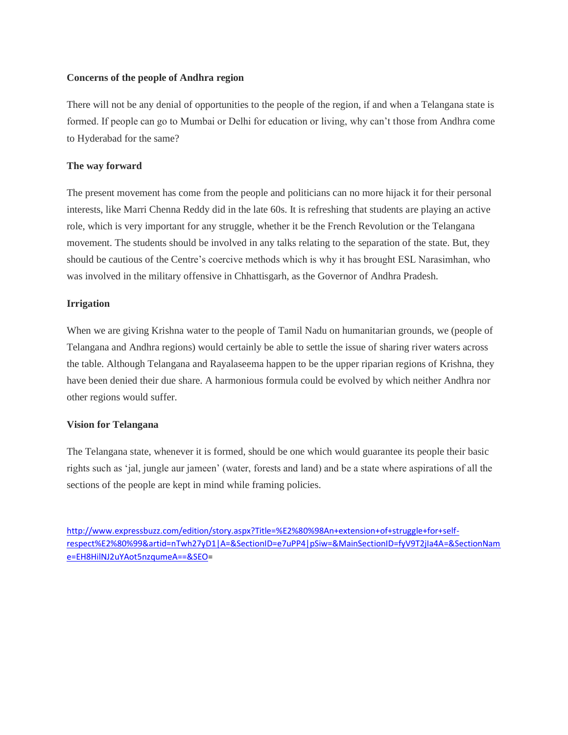**Concerns of the people of Andhra region**

There will not be any denial of opportunities to the people of the region, if and when a Telangana state is formed. If people can go to Mumbai or Delhi for education or living, why can't those from Andhra come to Hyderabad for the same?

**The way forward**

The present movement has come from the people and politicians can no more hijack it for their personal interests, like Marri Chenna Reddy did in the late 60s. It is refreshing that students are playing an active role, which is very important for any struggle, whether it be the French Revolution or the Telangana movement. The students should be involved in any talks relating to the separation of the state. But, they should be cautious of the Centre's coercive methods which is why it has brought ESL Narasimhan, who was involved in the military offensive in Chhattisgarh, as the Governor of Andhra Pradesh.

**Irrigation**

When we are giving Krishna water to the people of Tamil Nadu on humanitarian grounds, we (people of Telangana and Andhra regions) would certainly be able to settle the issue of sharing river waters across the table. Although Telangana and Rayalaseema happen to be the upper riparian regions of Krishna, they have been denied their due share. A harmonious formula could be evolved by which neither Andhra nor other regions would suffer.

**Vision for Telangana**

The Telangana state, whenever it is formed, should be one which would guarantee its people their basic rights such as 'jal, jungle aur jameen' (water, forests and land) and be a state where aspirations of all the sections of the people are kept in mind while framing policies.

http://www.expressbuzz.com/edition/story.aspx?Title=%E2%80%98An+extension+of+struggle+for+self-respect%E2%80%99&artid=nTwh27yD1|A=&SectionID=e7uPP4|pSiw=&MainSectionID=fyV9T2jIa4A=&SectionName=EH8HilNJ2uYAot5nzqumeA==&SEO=